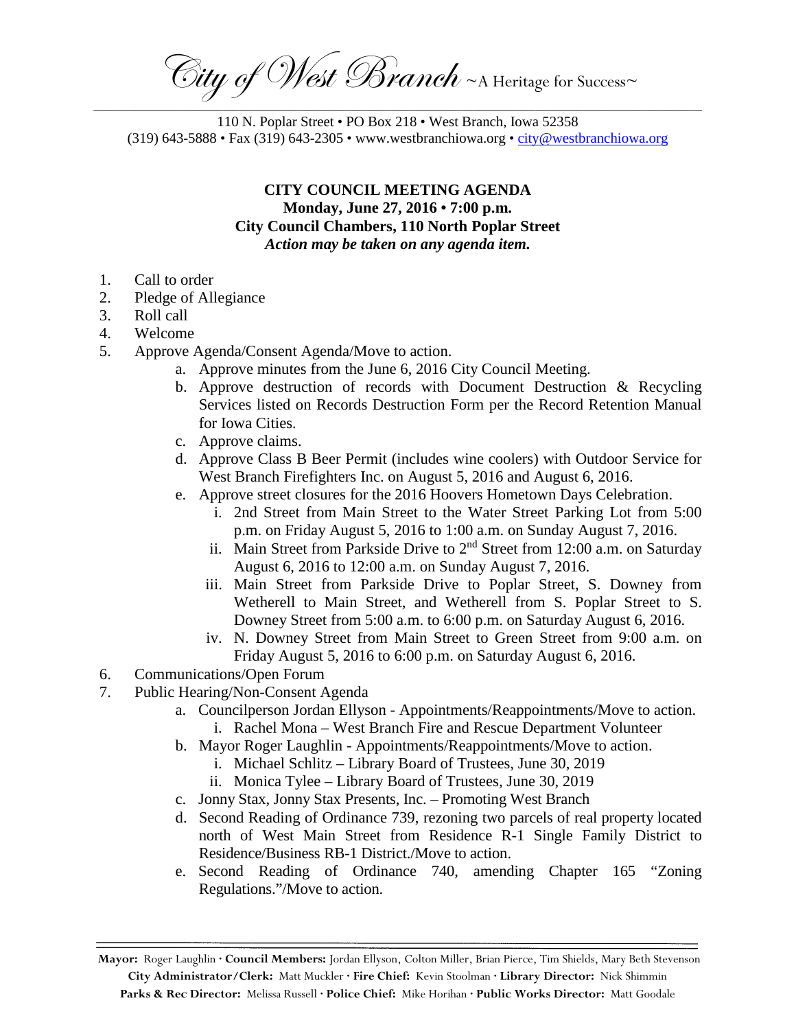*City of West Branch* ~A Heritage for Success~

110 N. Poplar Street • PO Box 218 • West Branch, Iowa 52358
(319) 643-5888 • Fax (319) 643-2305 • www.westbranchiowa.org • city@westbranchiowa.org

**CITY COUNCIL MEETING AGENDA**
**Monday, June 27, 2016 • 7:00 p.m.**
**City Council Chambers, 110 North Poplar Street**
***Action may be taken on any agenda item.***

1. Call to order
2. Pledge of Allegiance
3. Roll call
4. Welcome
5. Approve Agenda/Consent Agenda/Move to action.
   a. Approve minutes from the June 6, 2016 City Council Meeting.
   b. Approve destruction of records with Document Destruction & Recycling Services listed on Records Destruction Form per the Record Retention Manual for Iowa Cities.
   c. Approve claims.
   d. Approve Class B Beer Permit (includes wine coolers) with Outdoor Service for West Branch Firefighters Inc. on August 5, 2016 and August 6, 2016.
   e. Approve street closures for the 2016 Hoovers Hometown Days Celebration.
      i. 2nd Street from Main Street to the Water Street Parking Lot from 5:00 p.m. on Friday August 5, 2016 to 1:00 a.m. on Sunday August 7, 2016.
      ii. Main Street from Parkside Drive to 2nd Street from 12:00 a.m. on Saturday August 6, 2016 to 12:00 a.m. on Sunday August 7, 2016.
      iii. Main Street from Parkside Drive to Poplar Street, S. Downey from Wetherell to Main Street, and Wetherell from S. Poplar Street to S. Downey Street from 5:00 a.m. to 6:00 p.m. on Saturday August 6, 2016.
      iv. N. Downey Street from Main Street to Green Street from 9:00 a.m. on Friday August 5, 2016 to 6:00 p.m. on Saturday August 6, 2016.
6. Communications/Open Forum
7. Public Hearing/Non-Consent Agenda
   a. Councilperson Jordan Ellyson - Appointments/Reappointments/Move to action.
      i. Rachel Mona – West Branch Fire and Rescue Department Volunteer
   b. Mayor Roger Laughlin - Appointments/Reappointments/Move to action.
      i. Michael Schlitz – Library Board of Trustees, June 30, 2019
      ii. Monica Tylee – Library Board of Trustees, June 30, 2019
   c. Jonny Stax, Jonny Stax Presents, Inc. – Promoting West Branch
   d. Second Reading of Ordinance 739, rezoning two parcels of real property located north of West Main Street from Residence R-1 Single Family District to Residence/Business RB-1 District./Move to action.
   e. Second Reading of Ordinance 740, amending Chapter 165 "Zoning Regulations."/Move to action.

**Mayor:** Roger Laughlin · **Council Members:** Jordan Ellyson, Colton Miller, Brian Pierce, Tim Shields, Mary Beth Stevenson
**City Administrator/Clerk:** Matt Muckler · **Fire Chief:** Kevin Stoolman · **Library Director:** Nick Shimmin
**Parks & Rec Director:** Melissa Russell · **Police Chief:** Mike Horihan · **Public Works Director:** Matt Goodale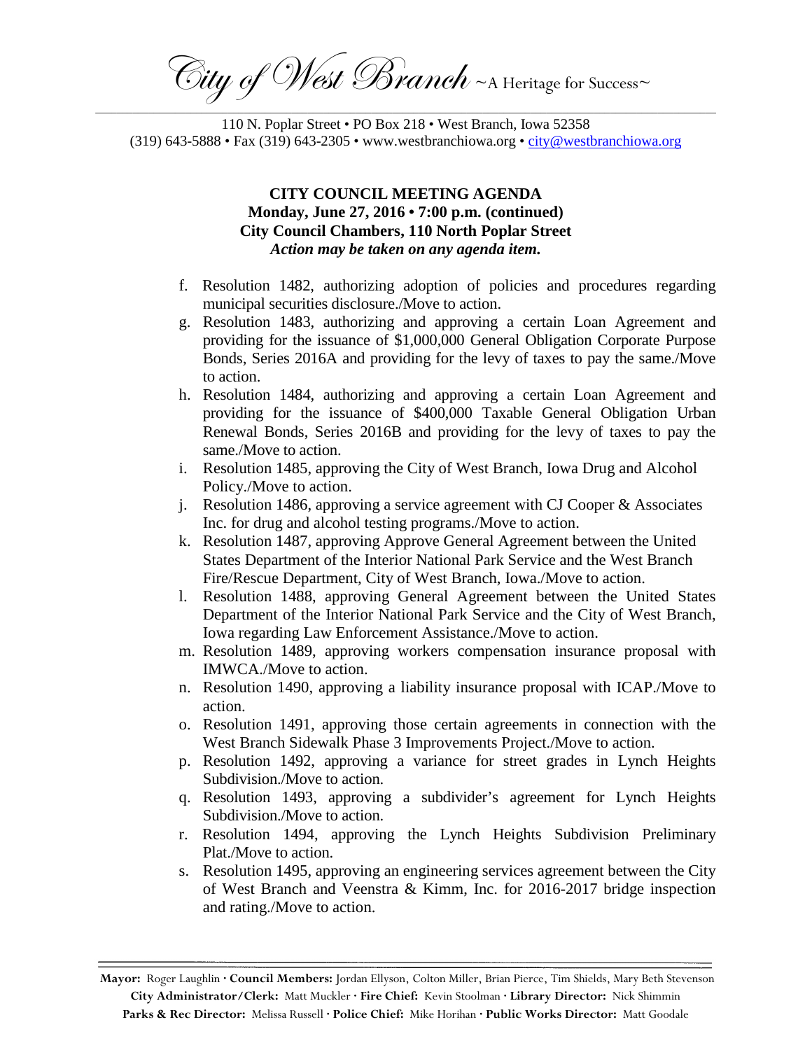City of West Branch ~A Heritage for Success~

110 N. Poplar Street • PO Box 218 • West Branch, Iowa 52358
(319) 643-5888 • Fax (319) 643-2305 • www.westbranchiowa.org • city@westbranchiowa.org

**CITY COUNCIL MEETING AGENDA**
**Monday, June 27, 2016 • 7:00 p.m. (continued)**
**City Council Chambers, 110 North Poplar Street**
***Action may be taken on any agenda item.***

f. Resolution 1482, authorizing adoption of policies and procedures regarding municipal securities disclosure./Move to action.
g. Resolution 1483, authorizing and approving a certain Loan Agreement and providing for the issuance of $1,000,000 General Obligation Corporate Purpose Bonds, Series 2016A and providing for the levy of taxes to pay the same./Move to action.
h. Resolution 1484, authorizing and approving a certain Loan Agreement and providing for the issuance of $400,000 Taxable General Obligation Urban Renewal Bonds, Series 2016B and providing for the levy of taxes to pay the same./Move to action.
i. Resolution 1485, approving the City of West Branch, Iowa Drug and Alcohol Policy./Move to action.
j. Resolution 1486, approving a service agreement with CJ Cooper & Associates Inc. for drug and alcohol testing programs./Move to action.
k. Resolution 1487, approving Approve General Agreement between the United States Department of the Interior National Park Service and the West Branch Fire/Rescue Department, City of West Branch, Iowa./Move to action.
l. Resolution 1488, approving General Agreement between the United States Department of the Interior National Park Service and the City of West Branch, Iowa regarding Law Enforcement Assistance./Move to action.
m. Resolution 1489, approving workers compensation insurance proposal with IMWCA./Move to action.
n. Resolution 1490, approving a liability insurance proposal with ICAP./Move to action.
o. Resolution 1491, approving those certain agreements in connection with the West Branch Sidewalk Phase 3 Improvements Project./Move to action.
p. Resolution 1492, approving a variance for street grades in Lynch Heights Subdivision./Move to action.
q. Resolution 1493, approving a subdivider's agreement for Lynch Heights Subdivision./Move to action.
r. Resolution 1494, approving the Lynch Heights Subdivision Preliminary Plat./Move to action.
s. Resolution 1495, approving an engineering services agreement between the City of West Branch and Veenstra & Kimm, Inc. for 2016-2017 bridge inspection and rating./Move to action.

**Mayor:** Roger Laughlin · **Council Members:** Jordan Ellyson, Colton Miller, Brian Pierce, Tim Shields, Mary Beth Stevenson
**City Administrator/Clerk:** Matt Muckler · **Fire Chief:** Kevin Stoolman · **Library Director:** Nick Shimmin
**Parks & Rec Director:** Melissa Russell · **Police Chief:** Mike Horihan · **Public Works Director:** Matt Goodale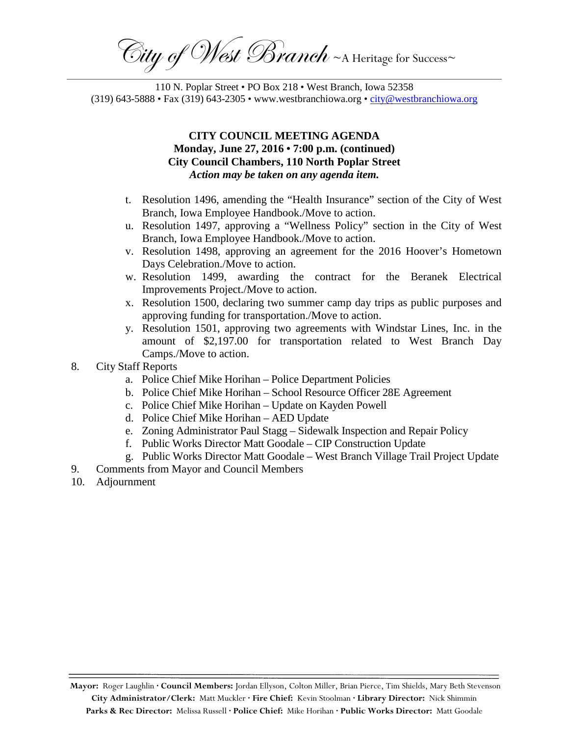City of West Branch ~A Heritage for Success~

110 N. Poplar Street • PO Box 218 • West Branch, Iowa 52358
(319) 643-5888 • Fax (319) 643-2305 • www.westbranchiowa.org • city@westbranchiowa.org

**CITY COUNCIL MEETING AGENDA**
**Monday, June 27, 2016 • 7:00 p.m. (continued)**
**City Council Chambers, 110 North Poplar Street**
***Action may be taken on any agenda item.***

t. Resolution 1496, amending the "Health Insurance" section of the City of West Branch, Iowa Employee Handbook./Move to action.
u. Resolution 1497, approving a "Wellness Policy" section in the City of West Branch, Iowa Employee Handbook./Move to action.
v. Resolution 1498, approving an agreement for the 2016 Hoover's Hometown Days Celebration./Move to action.
w. Resolution 1499, awarding the contract for the Beranek Electrical Improvements Project./Move to action.
x. Resolution 1500, declaring two summer camp day trips as public purposes and approving funding for transportation./Move to action.
y. Resolution 1501, approving two agreements with Windstar Lines, Inc. in the amount of $2,197.00 for transportation related to West Branch Day Camps./Move to action.

8. City Staff Reports
   a. Police Chief Mike Horihan – Police Department Policies
   b. Police Chief Mike Horihan – School Resource Officer 28E Agreement
   c. Police Chief Mike Horihan – Update on Kayden Powell
   d. Police Chief Mike Horihan – AED Update
   e. Zoning Administrator Paul Stagg – Sidewalk Inspection and Repair Policy
   f. Public Works Director Matt Goodale – CIP Construction Update
   g. Public Works Director Matt Goodale – West Branch Village Trail Project Update
9. Comments from Mayor and Council Members
10. Adjournment

**Mayor:** Roger Laughlin · **Council Members:** Jordan Ellyson, Colton Miller, Brian Pierce, Tim Shields, Mary Beth Stevenson
**City Administrator/Clerk:** Matt Muckler · **Fire Chief:** Kevin Stoolman · **Library Director:** Nick Shimmin
**Parks & Rec Director:** Melissa Russell · **Police Chief:** Mike Horihan · **Public Works Director:** Matt Goodale